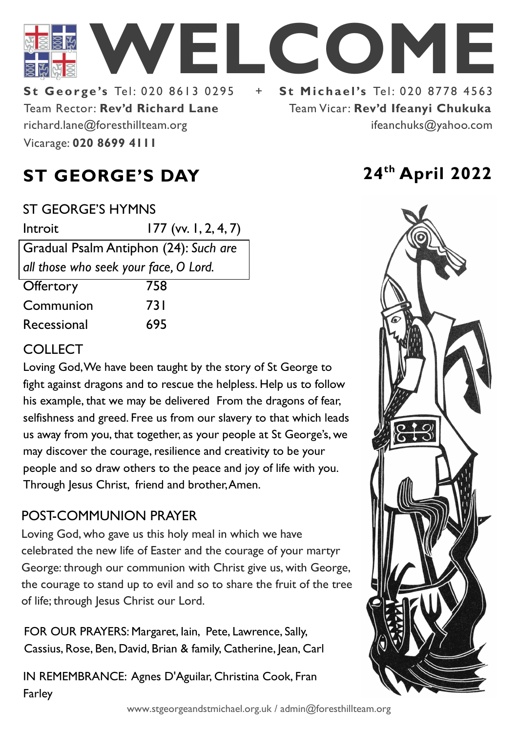# WELCOME

**St George's** Tel: 020 8613 0295 + **St Michael's** Tel: 020 8778 4563

Team Rector: **Rev'd Richard Lane**
richard.lane@foresthillteam.org
Vicarage: **020 8699 4111**

Team Vicar: **Rev'd Ifeanyi Chukuka**
ifeanchuks@yahoo.com

## ST GEORGE'S DAY

## 24th April 2022

### ST GEORGE'S HYMNS

| | |
|---|---|
| Introit | 177 (vv. 1, 2, 4, 7) |
| Gradual Psalm Antiphon (24): *Such are all those who seek your face, O Lord.* | |
| Offertory | 758 |
| Communion | 731 |
| Recessional | 695 |

### COLLECT

Loving God, We have been taught by the story of St George to fight against dragons and to rescue the helpless. Help us to follow his example, that we may be delivered From the dragons of fear, selfishness and greed. Free us from our slavery to that which leads us away from you, that together, as your people at St George's, we may discover the courage, resilience and creativity to be your people and so draw others to the peace and joy of life with you. Through Jesus Christ, friend and brother, Amen.

### POST-COMMUNION PRAYER

Loving God, who gave us this holy meal in which we have celebrated the new life of Easter and the courage of your martyr George: through our communion with Christ give us, with George, the courage to stand up to evil and so to share the fruit of the tree of life; through Jesus Christ our Lord.

FOR OUR PRAYERS: Margaret, Iain, Pete, Lawrence, Sally, Cassius, Rose, Ben, David, Brian & family, Catherine, Jean, Carl

IN REMEMBRANCE: Agnes D'Aguilar, Christina Cook, Fran Farley

www.stgeorgeandstmichael.org.uk / admin@foresthillteam.org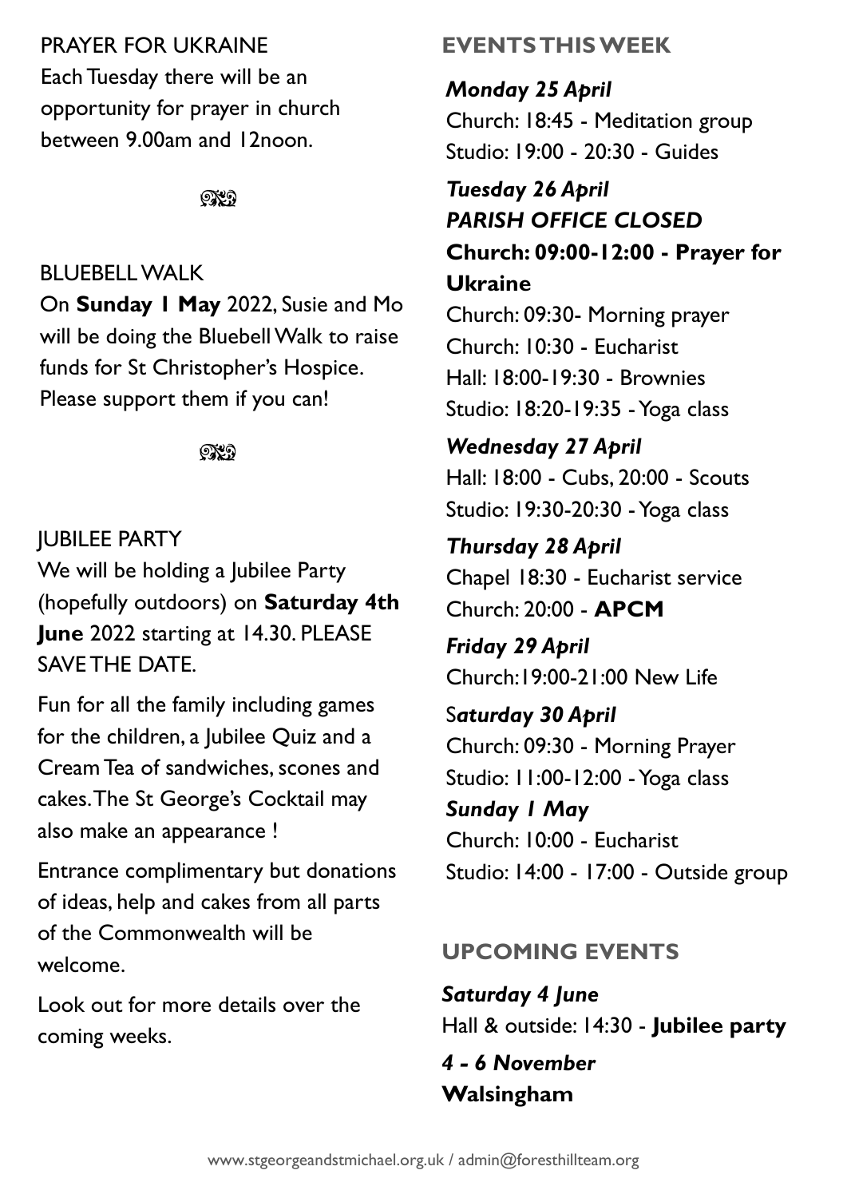PRAYER FOR UKRAINE

Each Tuesday there will be an opportunity for prayer in church between 9.00am and 12noon.

BLUEBELL WALK

On **Sunday 1 May** 2022, Susie and Mo will be doing the Bluebell Walk to raise funds for St Christopher's Hospice. Please support them if you can!

JUBILEE PARTY

We will be holding a Jubilee Party (hopefully outdoors) on **Saturday 4th June** 2022 starting at 14.30. PLEASE SAVE THE DATE.

Fun for all the family including games for the children, a Jubilee Quiz and a Cream Tea of sandwiches, scones and cakes. The St George's Cocktail may also make an appearance !

Entrance complimentary but donations of ideas, help and cakes from all parts of the Commonwealth will be welcome.

Look out for more details over the coming weeks.

## EVENTS THIS WEEK

***Monday 25 April***

Church: 18:45 - Meditation group
Studio: 19:00 - 20:30 - Guides

***Tuesday 26 April***

***PARISH OFFICE CLOSED***

**Church: 09:00-12:00 - Prayer for Ukraine**

Church: 09:30- Morning prayer
Church: 10:30 - Eucharist
Hall: 18:00-19:30 - Brownies
Studio: 18:20-19:35 - Yoga class

***Wednesday 27 April***

Hall: 18:00 - Cubs, 20:00 - Scouts
Studio: 19:30-20:30 - Yoga class

***Thursday 28 April***

Chapel 18:30 - Eucharist service
Church: 20:00 - **APCM**

***Friday 29 April***

Church:19:00-21:00 New Life

***Saturday 30 April***

Church: 09:30 - Morning Prayer
Studio: 11:00-12:00 - Yoga class

***Sunday 1 May***

Church: 10:00 - Eucharist
Studio: 14:00 - 17:00 - Outside group

## UPCOMING EVENTS

***Saturday 4 June***

Hall & outside: 14:30 - **Jubilee party**

***4 - 6 November***

**Walsingham**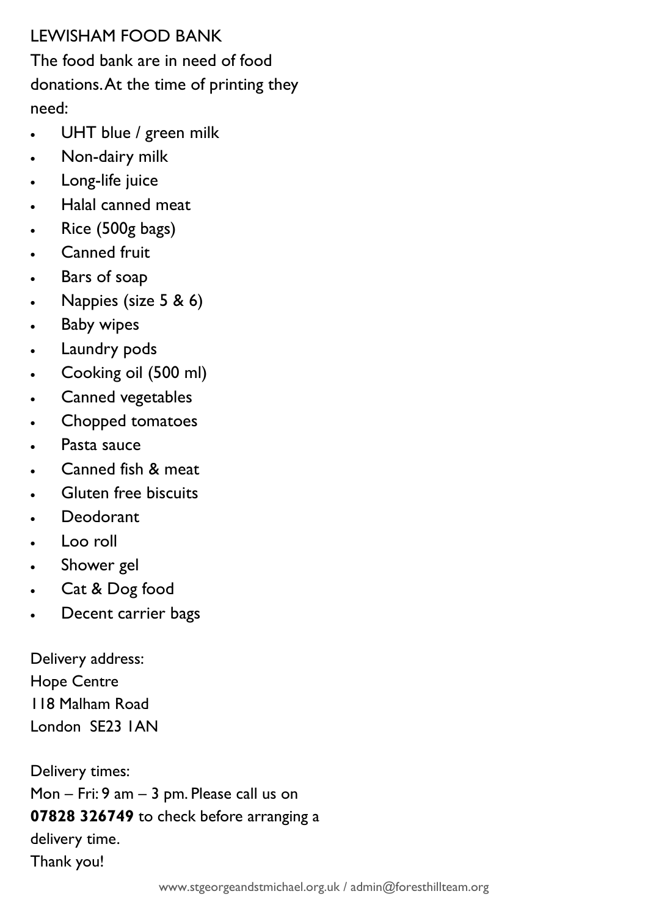# LEWISHAM FOOD BANK

The food bank are in need of food donations. At the time of printing they need:

- UHT blue / green milk
- Non-dairy milk
- Long-life juice
- Halal canned meat
- Rice (500g bags)
- Canned fruit
- Bars of soap
- Nappies (size 5 & 6)
- Baby wipes
- Laundry pods
- Cooking oil (500 ml)
- Canned vegetables
- Chopped tomatoes
- Pasta sauce
- Canned fish & meat
- Gluten free biscuits
- Deodorant
- Loo roll
- Shower gel
- Cat & Dog food
- Decent carrier bags

Delivery address:
Hope Centre
118 Malham Road
London SE23 1AN

Delivery times:
Mon – Fri: 9 am – 3 pm. Please call us on **07828 326749** to check before arranging a delivery time.
Thank you!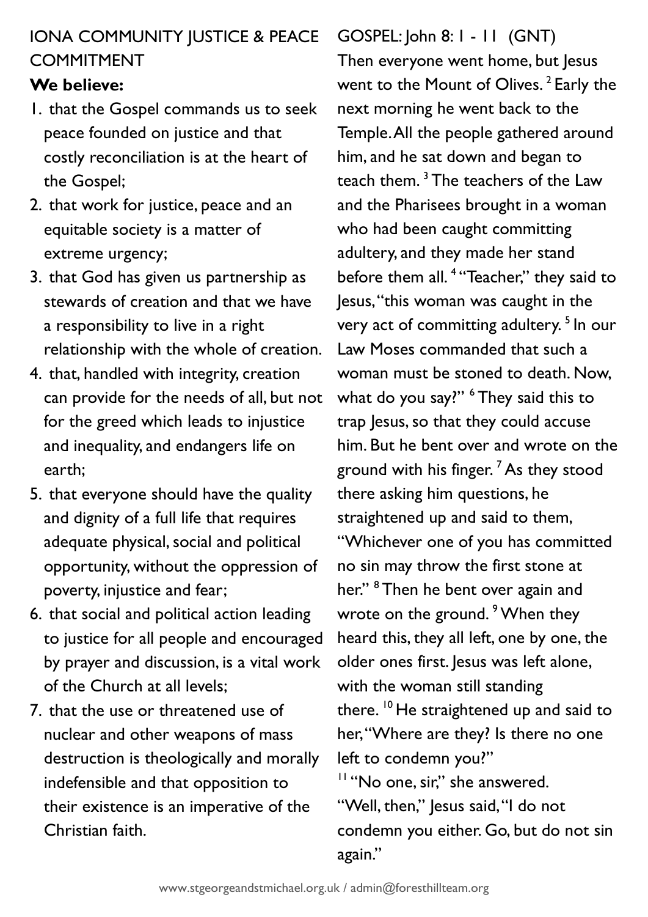## IONA COMMUNITY JUSTICE & PEACE COMMITMENT

**We believe:**

1. that the Gospel commands us to seek peace founded on justice and that costly reconciliation is at the heart of the Gospel;
2. that work for justice, peace and an equitable society is a matter of extreme urgency;
3. that God has given us partnership as stewards of creation and that we have a responsibility to live in a right relationship with the whole of creation.
4. that, handled with integrity, creation can provide for the needs of all, but not for the greed which leads to injustice and inequality, and endangers life on earth;
5. that everyone should have the quality and dignity of a full life that requires adequate physical, social and political opportunity, without the oppression of poverty, injustice and fear;
6. that social and political action leading to justice for all people and encouraged by prayer and discussion, is a vital work of the Church at all levels;
7. that the use or threatened use of nuclear and other weapons of mass destruction is theologically and morally indefensible and that opposition to their existence is an imperative of the Christian faith.

## GOSPEL: John 8: 1 - 11 (GNT)

Then everyone went home, but Jesus went to the Mount of Olives. [2] Early the next morning he went back to the Temple. All the people gathered around him, and he sat down and began to teach them. [3] The teachers of the Law and the Pharisees brought in a woman who had been caught committing adultery, and they made her stand before them all. [4] "Teacher," they said to Jesus, "this woman was caught in the very act of committing adultery. [5] In our Law Moses commanded that such a woman must be stoned to death. Now, what do you say?" [6] They said this to trap Jesus, so that they could accuse him. But he bent over and wrote on the ground with his finger. [7] As they stood there asking him questions, he straightened up and said to them, "Whichever one of you has committed no sin may throw the first stone at her." [8] Then he bent over again and wrote on the ground. [9] When they heard this, they all left, one by one, the older ones first. Jesus was left alone, with the woman still standing there. [10] He straightened up and said to her, "Where are they? Is there no one left to condemn you?"

[11] "No one, sir," she answered.

"Well, then," Jesus said, "I do not condemn you either. Go, but do not sin again."

www.stgeorgeandstmichael.org.uk / admin@foresthillteam.org